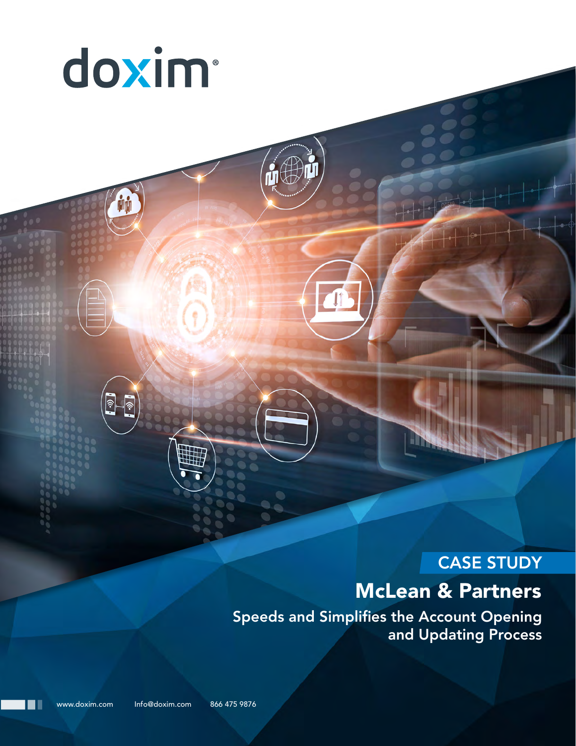doxim®

CASE STUDY

# McLean & Partners

## Speeds and Simplifies the Account Opening and Updating Process

www.doxim.com Info@doxim.com 866 475 9876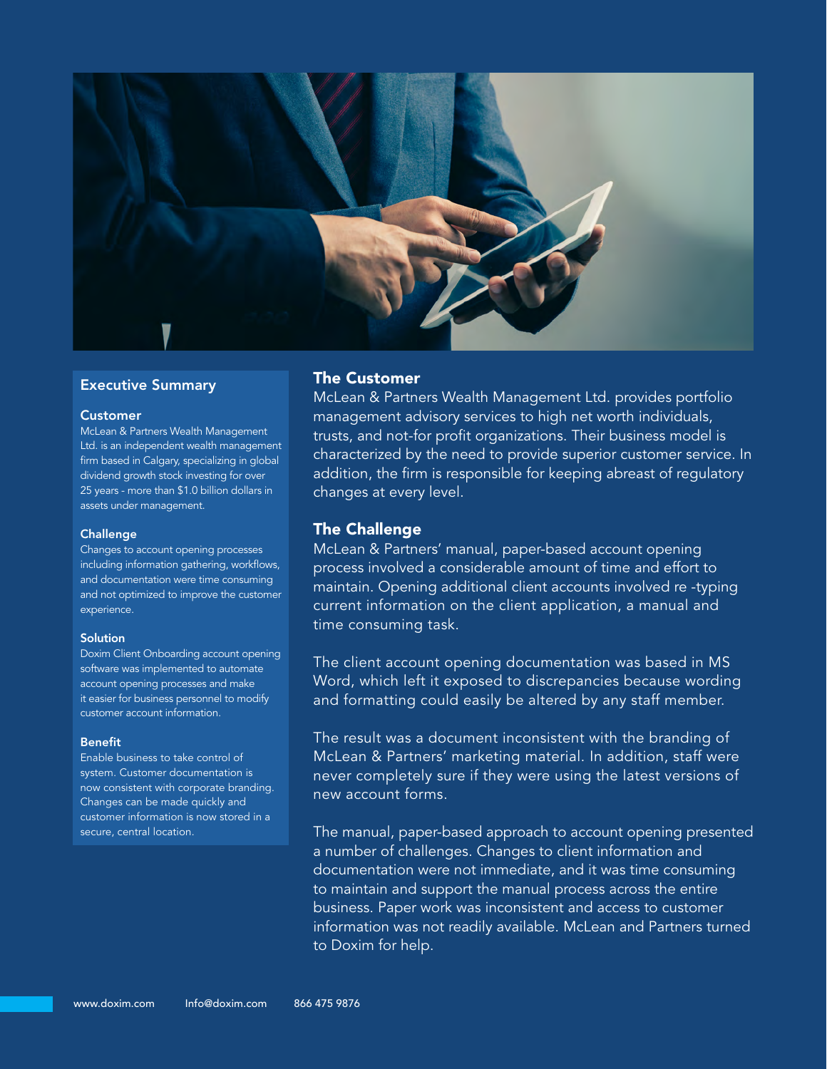## Executive Summary

### Customer

McLean & Partners Wealth Management Ltd. is an independent wealth management firm based in Calgary, specializing in global dividend growth stock investing for over 25 years - more than $1.0 billion dollars in assets under management.

### Challenge

Changes to account opening processes including information gathering, workflows, and documentation were time consuming and not optimized to improve the customer experience.

### Solution

Doxim Client Onboarding account opening software was implemented to automate account opening processes and make it easier for business personnel to modify customer account information.

### Benefit

Enable business to take control of system. Customer documentation is now consistent with corporate branding. Changes can be made quickly and customer information is now stored in a secure, central location.

## The Customer

McLean & Partners Wealth Management Ltd. provides portfolio management advisory services to high net worth individuals, trusts, and not-for profit organizations. Their business model is characterized by the need to provide superior customer service. In addition, the firm is responsible for keeping abreast of regulatory changes at every level.

## The Challenge

McLean & Partners' manual, paper-based account opening process involved a considerable amount of time and effort to maintain. Opening additional client accounts involved re -typing current information on the client application, a manual and time consuming task.

The client account opening documentation was based in MS Word, which left it exposed to discrepancies because wording and formatting could easily be altered by any staff member.

The result was a document inconsistent with the branding of McLean & Partners' marketing material. In addition, staff were never completely sure if they were using the latest versions of new account forms.

The manual, paper-based approach to account opening presented a number of challenges. Changes to client information and documentation were not immediate, and it was time consuming to maintain and support the manual process across the entire business. Paper work was inconsistent and access to customer information was not readily available. McLean and Partners turned to Doxim for help.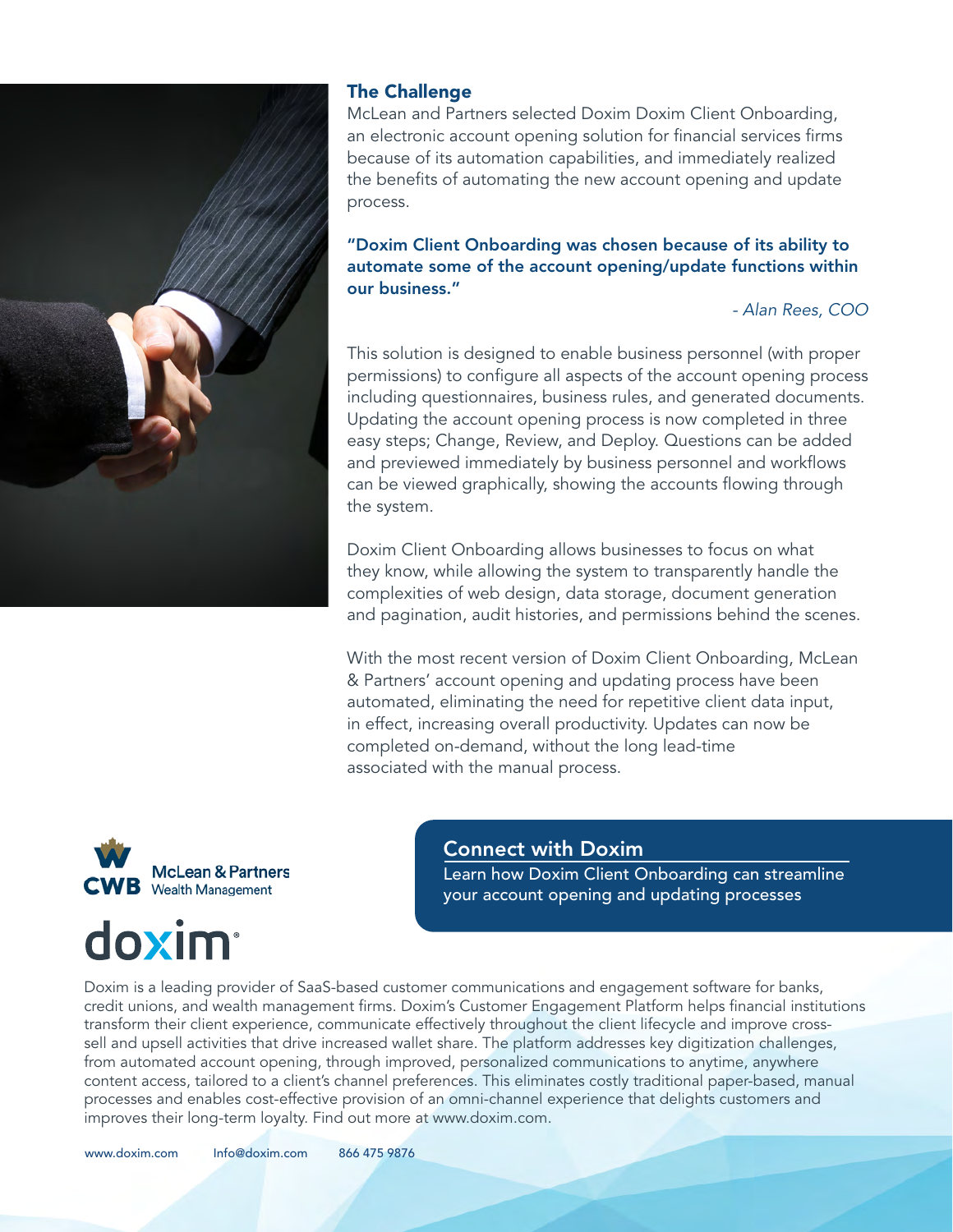## The Challenge

McLean and Partners selected Doxim Doxim Client Onboarding, an electronic account opening solution for financial services firms because of its automation capabilities, and immediately realized the benefits of automating the new account opening and update process.

**"Doxim Client Onboarding was chosen because of its ability to automate some of the account opening/update functions within our business."**

*- Alan Rees, COO*

This solution is designed to enable business personnel (with proper permissions) to configure all aspects of the account opening process including questionnaires, business rules, and generated documents. Updating the account opening process is now completed in three easy steps; Change, Review, and Deploy. Questions can be added and previewed immediately by business personnel and workflows can be viewed graphically, showing the accounts flowing through the system.

Doxim Client Onboarding allows businesses to focus on what they know, while allowing the system to transparently handle the complexities of web design, data storage, document generation and pagination, audit histories, and permissions behind the scenes.

With the most recent version of Doxim Client Onboarding, McLean & Partners' account opening and updating process have been automated, eliminating the need for repetitive client data input, in effect, increasing overall productivity. Updates can now be completed on-demand, without the long lead-time associated with the manual process.

CWB McLean & Partners Wealth Management

doxim

## Connect with Doxim

Learn how Doxim Client Onboarding can streamline your account opening and updating processes

Doxim is a leading provider of SaaS-based customer communications and engagement software for banks, credit unions, and wealth management firms. Doxim's Customer Engagement Platform helps financial institutions transform their client experience, communicate effectively throughout the client lifecycle and improve cross-sell and upsell activities that drive increased wallet share. The platform addresses key digitization challenges, from automated account opening, through improved, personalized communications to anytime, anywhere content access, tailored to a client's channel preferences. This eliminates costly traditional paper-based, manual processes and enables cost-effective provision of an omni-channel experience that delights customers and improves their long-term loyalty. Find out more at www.doxim.com.

www.doxim.com Info@doxim.com 866 475 9876